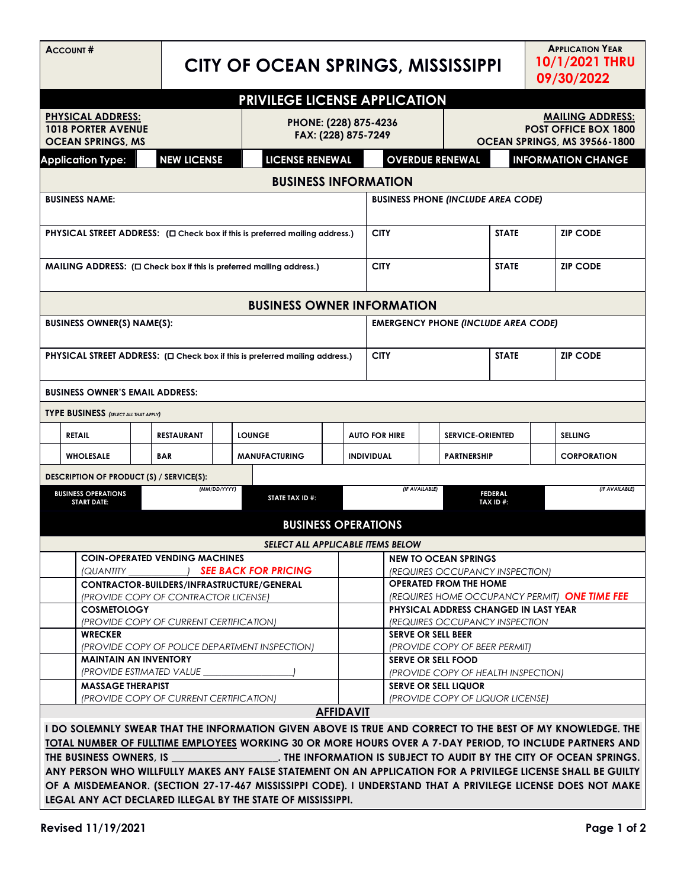| **ACCOUNT #** | **CITY OF OCEAN SPRINGS, MISSISSIPPI** | **APPLICATION YEAR** 10/1/2021 THRU 09/30/2022 |
|---|---|---|

# PRIVILEGE LICENSE APPLICATION

| **PHYSICAL ADDRESS:** 1018 PORTER AVENUE OCEAN SPRINGS, MS | **PHONE: (228) 875-4236** **FAX: (228) 875-7249** | **MAILING ADDRESS:** POST OFFICE BOX 1800 OCEAN SPRINGS, MS 39566-1800 |
|---|---|---|

**Application Type:** ☐ NEW LICENSE ☐ LICENSE RENEWAL ☐ OVERDUE RENEWAL ☐ INFORMATION CHANGE

## BUSINESS INFORMATION

| BUSINESS NAME: | BUSINESS PHONE *(INCLUDE AREA CODE)* | | |
|---|---|---|---|
| PHYSICAL STREET ADDRESS: (☐ Check box if this is preferred mailing address.) | CITY | STATE | ZIP CODE |
| MAILING ADDRESS: (☐ Check box if this is preferred mailing address.) | CITY | STATE | ZIP CODE |

## BUSINESS OWNER INFORMATION

| BUSINESS OWNER(S) NAME(S): | EMERGENCY PHONE *(INCLUDE AREA CODE)* | | |
|---|---|---|---|
| PHYSICAL STREET ADDRESS: (☐ Check box if this is preferred mailing address.) | CITY | STATE | ZIP CODE |
| BUSINESS OWNER'S EMAIL ADDRESS: | | | |

**TYPE BUSINESS** *(SELECT ALL THAT APPLY)*

| | | | | | | | | | | | |
|---|---|---|---|---|---|---|---|---|---|---|---|
| ☐ | RETAIL | ☐ | RESTAURANT | ☐ | LOUNGE | ☐ | AUTO FOR HIRE | ☐ | SERVICE-ORIENTED | ☐ | SELLING |
| ☐ | WHOLESALE | ☐ | BAR | ☐ | MANUFACTURING | ☐ | INDIVIDUAL | ☐ | PARTNERSHIP | ☐ | CORPORATION |

DESCRIPTION OF PRODUCT (S) / SERVICE(S):

| BUSINESS OPERATIONS START DATE: | *(MM/DD/YYYY)* | STATE TAX ID #: | *(IF AVAILABLE)* | FEDERAL TAX ID #: | *(IF AVAILABLE)* |
|---|---|---|---|---|---|

## BUSINESS OPERATIONS

*SELECT ALL APPLICABLE ITEMS BELOW*

| | | | |
|---|---|---|---|
| ☐ | **COIN-OPERATED VENDING MACHINES** *(QUANTITY ____________)* ***SEE BACK FOR PRICING*** | ☐ | **NEW TO OCEAN SPRINGS** *(REQUIRES OCCUPANCY INSPECTION)* |
| ☐ | **CONTRACTOR-BUILDERS/INFRASTRUCTURE/GENERAL** *(PROVIDE COPY OF CONTRACTOR LICENSE)* | ☐ | **OPERATED FROM THE HOME** *(REQUIRES HOME OCCUPANCY PERMIT)* ***ONE TIME FEE*** |
| ☐ | **COSMETOLOGY** *(PROVIDE COPY OF CURRENT CERTIFICATION)* | ☐ | **PHYSICAL ADDRESS CHANGED IN LAST YEAR** *(REQUIRES OCCUPANCY INSPECTION* |
| ☐ | **WRECKER** *(PROVIDE COPY OF POLICE DEPARTMENT INSPECTION)* | ☐ | **SERVE OR SELL BEER** *(PROVIDE COPY OF BEER PERMIT)* |
| ☐ | **MAINTAIN AN INVENTORY** *(PROVIDE ESTIMATED VALUE _________________)* | ☐ | **SERVE OR SELL FOOD** *(PROVIDE COPY OF HEALTH INSPECTION)* |
| ☐ | **MASSAGE THERAPIST** *(PROVIDE COPY OF CURRENT CERTIFICATION)* | ☐ | **SERVE OR SELL LIQUOR** *(PROVIDE COPY OF LIQUOR LICENSE)* |

## AFFIDAVIT

**I DO SOLEMNLY SWEAR THAT THE INFORMATION GIVEN ABOVE IS TRUE AND CORRECT TO THE BEST OF MY KNOWLEDGE. THE TOTAL NUMBER OF FULLTIME EMPLOYEES WORKING 30 OR MORE HOURS OVER A 7-DAY PERIOD, TO INCLUDE PARTNERS AND THE BUSINESS OWNERS, IS ____________________. THE INFORMATION IS SUBJECT TO AUDIT BY THE CITY OF OCEAN SPRINGS. ANY PERSON WHO WILLFULLY MAKES ANY FALSE STATEMENT ON AN APPLICATION FOR A PRIVILEGE LICENSE SHALL BE GUILTY OF A MISDEMEANOR. (SECTION 27-17-467 MISSISSIPPI CODE). I UNDERSTAND THAT A PRIVILEGE LICENSE DOES NOT MAKE LEGAL ANY ACT DECLARED ILLEGAL BY THE STATE OF MISSISSIPPI.**

Revised 11/19/2021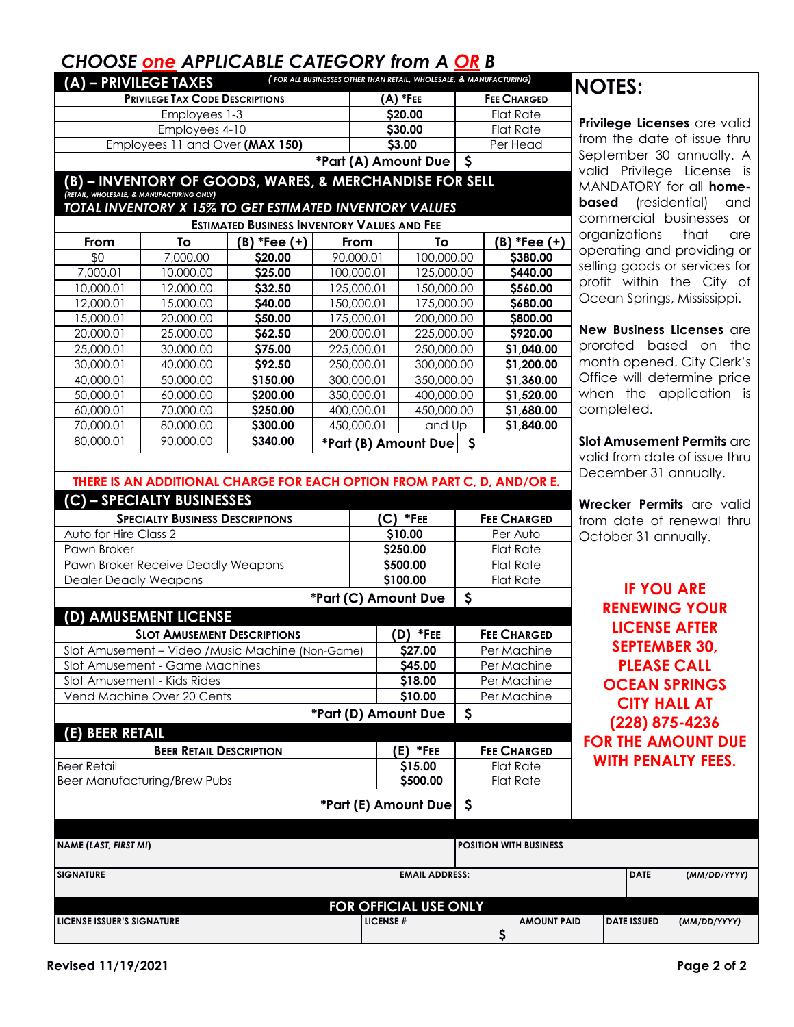# CHOOSE one APPLICABLE CATEGORY from A OR B

## (A) – PRIVILEGE TAXES

*( FOR ALL BUSINESSES OTHER THAN RETAIL, WHOLESALE, & MANUFACTURING)*

| PRIVILEGE TAX CODE DESCRIPTIONS | (A) *FEE | FEE CHARGED |
|---|---|---|
| Employees 1-3 | $20.00 | Flat Rate |
| Employees 4-10 | $30.00 | Flat Rate |
| Employees 11 and Over **(MAX 150)** | $3.00 | Per Head |
| | ***Part (A) Amount Due** | $ |

## (B) – INVENTORY OF GOODS, WARES, & MERCHANDISE FOR SELL

*(RETAIL, WHOLESALE, & MANUFACTURING ONLY)*

***TOTAL INVENTORY X 15% TO GET ESTIMATED INVENTORY VALUES***

**ESTIMATED BUSINESS INVENTORY VALUES AND FEE**

| From | To | (B) *Fee (+) | From | To | (B) *Fee (+) |
|---|---|---|---|---|---|
| $0 | 7,000.00 | $20.00 | 90,000.01 | 100,000.00 | $380.00 |
| 7,000.01 | 10,000.00 | $25.00 | 100,000.01 | 125,000.00 | $440.00 |
| 10,000.01 | 12,000.00 | $32.50 | 125,000.01 | 150,000.00 | $560.00 |
| 12,000.01 | 15,000.00 | $40.00 | 150,000.01 | 175,000.00 | $680.00 |
| 15,000.01 | 20,000.00 | $50.00 | 175,000.01 | 200,000.00 | $800.00 |
| 20,000.01 | 25,000.00 | $62.50 | 200,000.01 | 225,000.00 | $920.00 |
| 25,000.01 | 30,000.00 | $75.00 | 225,000.01 | 250,000.00 | $1,040.00 |
| 30,000.01 | 40,000.00 | $92.50 | 250,000.01 | 300,000.00 | $1,200.00 |
| 40,000.01 | 50,000.00 | $150.00 | 300,000.01 | 350,000.00 | $1,360.00 |
| 50,000.01 | 60,000.00 | $200.00 | 350,000.01 | 400,000.00 | $1,520.00 |
| 60,000.01 | 70,000.00 | $250.00 | 400,000.01 | 450,000.00 | $1,680.00 |
| 70,000.01 | 80,000.00 | $300.00 | 450,000.01 | and Up | $1,840.00 |
| 80,000.01 | 90,000.00 | $340.00 | ***Part (B) Amount Due** | | $ |

**THERE IS AN ADDITIONAL CHARGE FOR EACH OPTION FROM PART C, D, AND/OR E.**

## (C) – SPECIALTY BUSINESSES

| SPECIALTY BUSINESS DESCRIPTIONS | (C) *FEE | FEE CHARGED |
|---|---|---|
| Auto for Hire Class 2 | $10.00 | Per Auto |
| Pawn Broker | $250.00 | Flat Rate |
| Pawn Broker Receive Deadly Weapons | $500.00 | Flat Rate |
| Dealer Deadly Weapons | $100.00 | Flat Rate |
| | ***Part (C) Amount Due** | $ |

## (D) AMUSEMENT LICENSE

| SLOT AMUSEMENT DESCRIPTIONS | (D) *FEE | FEE CHARGED |
|---|---|---|
| Slot Amusement – Video /Music Machine (Non-Game) | $27.00 | Per Machine |
| Slot Amusement - Game Machines | $45.00 | Per Machine |
| Slot Amusement - Kids Rides | $18.00 | Per Machine |
| Vend Machine Over 20 Cents | $10.00 | Per Machine |
| | ***Part (D) Amount Due** | $ |

## (E) BEER RETAIL

| BEER RETAIL DESCRIPTION | (E) *FEE | FEE CHARGED |
|---|---|---|
| Beer Retail | $15.00 | Flat Rate |
| Beer Manufacturing/Brew Pubs | $500.00 | Flat Rate |
| | ***Part (E) Amount Due** | $ |

## NOTES:

**Privilege Licenses** are valid from the date of issue thru September 30 annually. A valid Privilege License is MANDATORY for all **home-based** (residential) and commercial businesses or organizations that are operating and providing or selling goods or services for profit within the City of Ocean Springs, Mississippi.

**New Business Licenses** are prorated based on the month opened. City Clerk's Office will determine price when the application is completed.

**Slot Amusement Permits** are valid from date of issue thru December 31 annually.

**Wrecker Permits** are valid from date of renewal thru October 31 annually.

**IF YOU ARE RENEWING YOUR LICENSE AFTER SEPTEMBER 30, PLEASE CALL OCEAN SPRINGS CITY HALL AT (228) 875-4236 FOR THE AMOUNT DUE WITH PENALTY FEES.**

| | | |
|---|---|---|
| **NAME (LAST, FIRST MI)** | | **POSITION WITH BUSINESS** |
| **SIGNATURE** | **EMAIL ADDRESS:** | **DATE (MM/DD/YYYY)** |

**FOR OFFICIAL USE ONLY**

| | | | |
|---|---|---|---|
| **LICENSE ISSUER'S SIGNATURE** | **LICENSE #** | **AMOUNT PAID** $ | **DATE ISSUED (MM/DD/YYYY)** |

**Revised 11/19/2021**